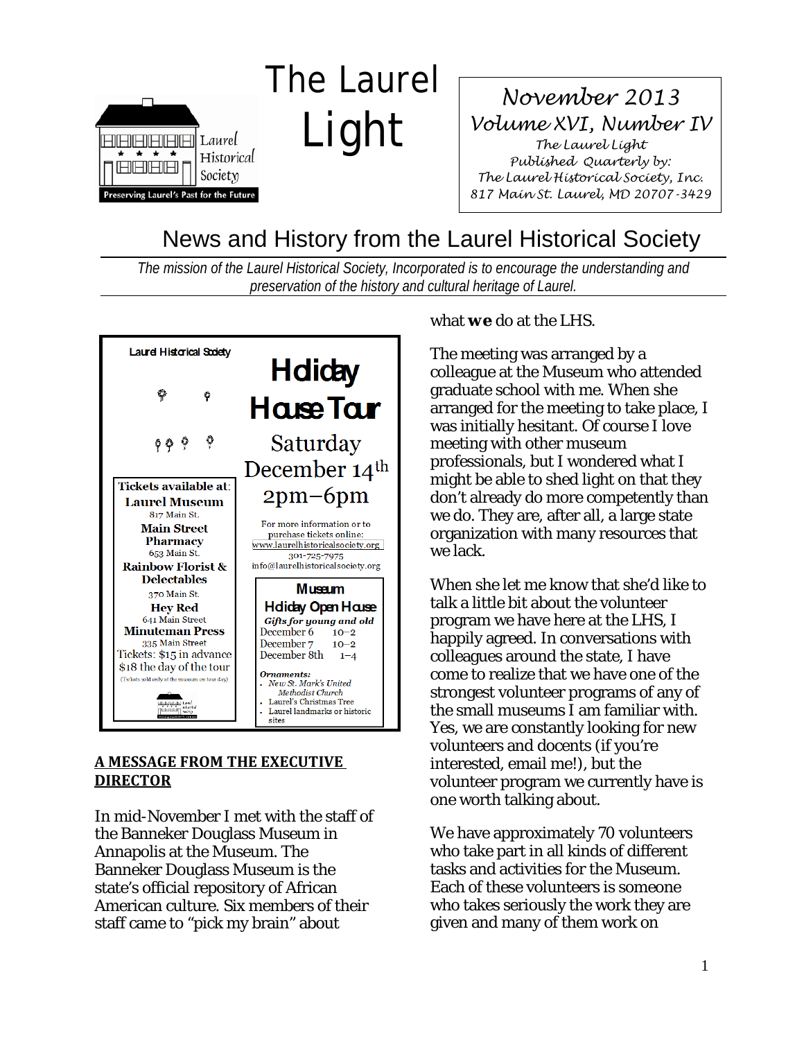Laurel Historical Society

Preserving Laurel's Past for the Future

# The Laurel Light

*November 2013*
*Volume XVI, Number IV*
*The Laurel Light*
*Published Quarterly by:*
*The Laurel Historical Society, Inc.*
*817 Main St. Laurel, MD 20707-3429*

## News and History from the Laurel Historical Society

*The mission of the Laurel Historical Society, Incorporated is to encourage the understanding and preservation of the history and cultural heritage of Laurel.*

---

Laurel Historical Society

**Holiday House Tour**

Saturday December 14th

2pm–6pm

For more information or to purchase tickets online:
www.laurelhistoricalsociety.org
301-725-7975
info@laurelhistoricalsociety.org

**Tickets available at:**

**Laurel Museum**
817 Main St.

**Main Street Pharmacy**
653 Main St.

**Rainbow Florist & Delectables**
370 Main St.

**Hey Red**
641 Main Street

**Minuteman Press**
335 Main Street

Tickets: $15 in advance
$18 the day of the tour
(Tickets sold only at the museum on tour day)

**Museum Holiday Open House**

***Gifts for young and old***

December 6 10–2
December 7 10–2
December 8th 1–4

***Ornaments:***

- *New St. Mark's United Methodist Church*
- Laurel's Christmas Tree
- Laurel landmarks or historic sites

---

### A MESSAGE FROM THE EXECUTIVE DIRECTOR

In mid-November I met with the staff of the Banneker Douglass Museum in Annapolis at the Museum. The Banneker Douglass Museum is the state's official repository of African American culture. Six members of their staff came to "pick my brain" about what **we** do at the LHS.

The meeting was arranged by a colleague at the Museum who attended graduate school with me. When she arranged for the meeting to take place, I was initially hesitant. Of course I love meeting with other museum professionals, but I wondered what I might be able to shed light on that they don't already do more competently than we do. They are, after all, a large state organization with many resources that we lack.

When she let me know that she'd like to talk a little bit about the volunteer program we have here at the LHS, I happily agreed. In conversations with colleagues around the state, I have come to realize that we have one of the strongest volunteer programs of any of the small museums I am familiar with. Yes, we are constantly looking for new volunteers and docents (if you're interested, email me!), but the volunteer program we currently have is one worth talking about.

We have approximately 70 volunteers who take part in all kinds of different tasks and activities for the Museum. Each of these volunteers is someone who takes seriously the work they are given and many of them work on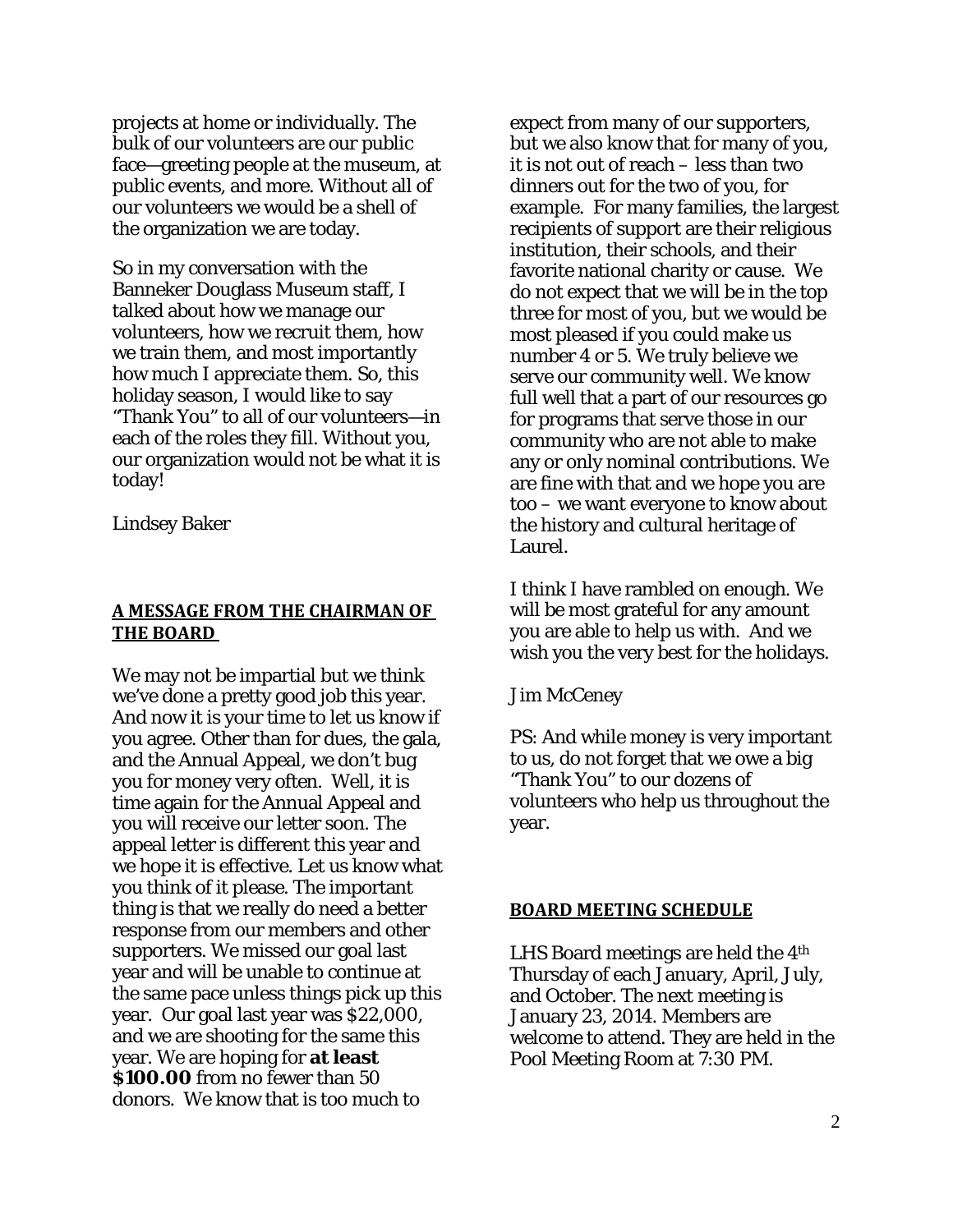projects at home or individually. The bulk of our volunteers are our public face—greeting people at the museum, at public events, and more. Without all of our volunteers we would be a shell of the organization we are today.

So in my conversation with the Banneker Douglass Museum staff, I talked about how we manage our volunteers, how we recruit them, how we train them, and most importantly how much I appreciate them. So, this holiday season, I would like to say "Thank You" to all of our volunteers—in each of the roles they fill. Without you, our organization would not be what it is today!

Lindsey Baker

## A MESSAGE FROM THE CHAIRMAN OF THE BOARD

We may not be impartial but we think we've done a pretty good job this year. And now it is your time to let us know if you agree. Other than for dues, the gala, and the Annual Appeal, we don't bug you for money very often. Well, it is time again for the Annual Appeal and you will receive our letter soon. The appeal letter is different this year and we hope it is effective. Let us know what you think of it please. The important thing is that we really do need a better response from our members and other supporters. We missed our goal last year and will be unable to continue at the same pace unless things pick up this year. Our goal last year was $22,000, and we are shooting for the same this year. We are hoping for **at least $100.00** from no fewer than 50 donors. We know that is too much to expect from many of our supporters, but we also know that for many of you, it is not out of reach – less than two dinners out for the two of you, for example. For many families, the largest recipients of support are their religious institution, their schools, and their favorite national charity or cause. We do not expect that we will be in the top three for most of you, but we would be most pleased if you could make us number 4 or 5. We truly believe we serve our community well. We know full well that a part of our resources go for programs that serve those in our community who are not able to make any or only nominal contributions. We are fine with that and we hope you are too – we want everyone to know about the history and cultural heritage of Laurel.

I think I have rambled on enough. We will be most grateful for any amount you are able to help us with. And we wish you the very best for the holidays.

Jim McCeney

PS: And while money is very important to us, do not forget that we owe a big "Thank You" to our dozens of volunteers who help us throughout the year.

## BOARD MEETING SCHEDULE

LHS Board meetings are held the 4th Thursday of each January, April, July, and October. The next meeting is January 23, 2014. Members are welcome to attend. They are held in the Pool Meeting Room at 7:30 PM.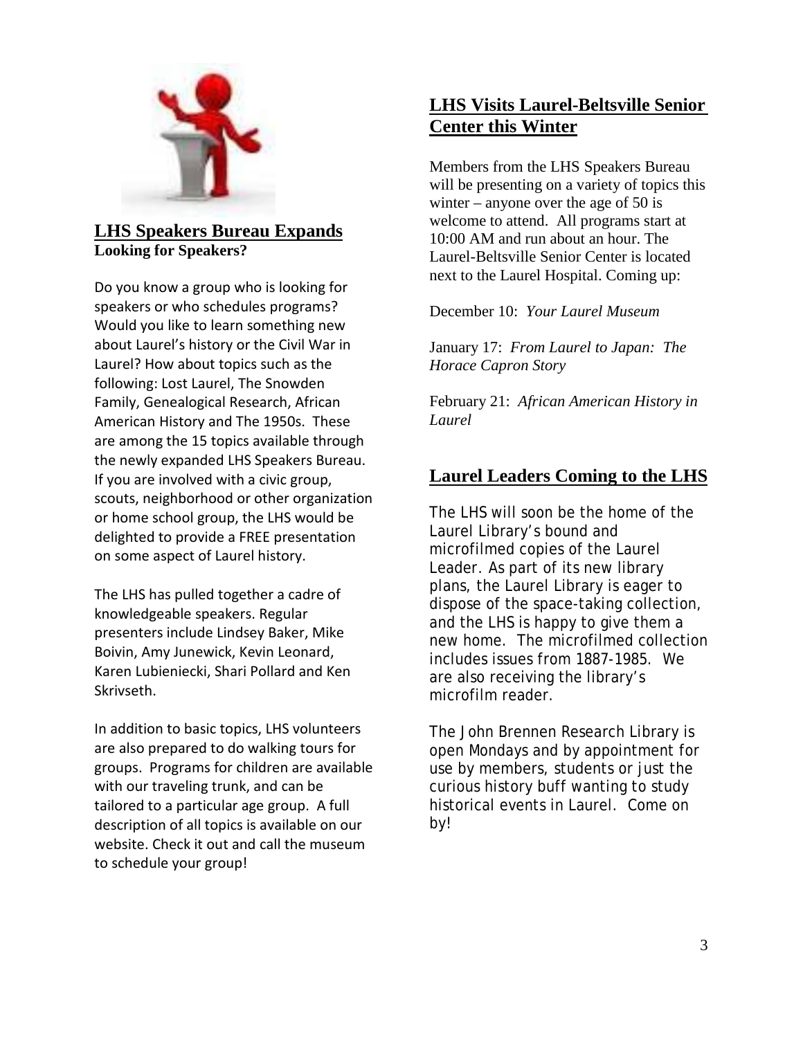## LHS Speakers Bureau Expands

**Looking for Speakers?**

Do you know a group who is looking for speakers or who schedules programs? Would you like to learn something new about Laurel's history or the Civil War in Laurel? How about topics such as the following: Lost Laurel, The Snowden Family, Genealogical Research, African American History and The 1950s. These are among the 15 topics available through the newly expanded LHS Speakers Bureau. If you are involved with a civic group, scouts, neighborhood or other organization or home school group, the LHS would be delighted to provide a FREE presentation on some aspect of Laurel history.

The LHS has pulled together a cadre of knowledgeable speakers. Regular presenters include Lindsey Baker, Mike Boivin, Amy Junewick, Kevin Leonard, Karen Lubieniecki, Shari Pollard and Ken Skrivseth.

In addition to basic topics, LHS volunteers are also prepared to do walking tours for groups. Programs for children are available with our traveling trunk, and can be tailored to a particular age group. A full description of all topics is available on our website. Check it out and call the museum to schedule your group!

## LHS Visits Laurel-Beltsville Senior Center this Winter

Members from the LHS Speakers Bureau will be presenting on a variety of topics this winter – anyone over the age of 50 is welcome to attend. All programs start at 10:00 AM and run about an hour. The Laurel-Beltsville Senior Center is located next to the Laurel Hospital. Coming up:

December 10: *Your Laurel Museum*

January 17: *From Laurel to Japan: The Horace Capron Story*

February 21: *African American History in Laurel*

## Laurel Leaders Coming to the LHS

The LHS will soon be the home of the Laurel Library's bound and microfilmed copies of the Laurel Leader. As part of its new library plans, the Laurel Library is eager to dispose of the space-taking collection, and the LHS is happy to give them a new home. The microfilmed collection includes issues from 1887-1985. We are also receiving the library's microfilm reader.

The John Brennen Research Library is open Mondays and by appointment for use by members, students or just the curious history buff wanting to study historical events in Laurel. Come on by!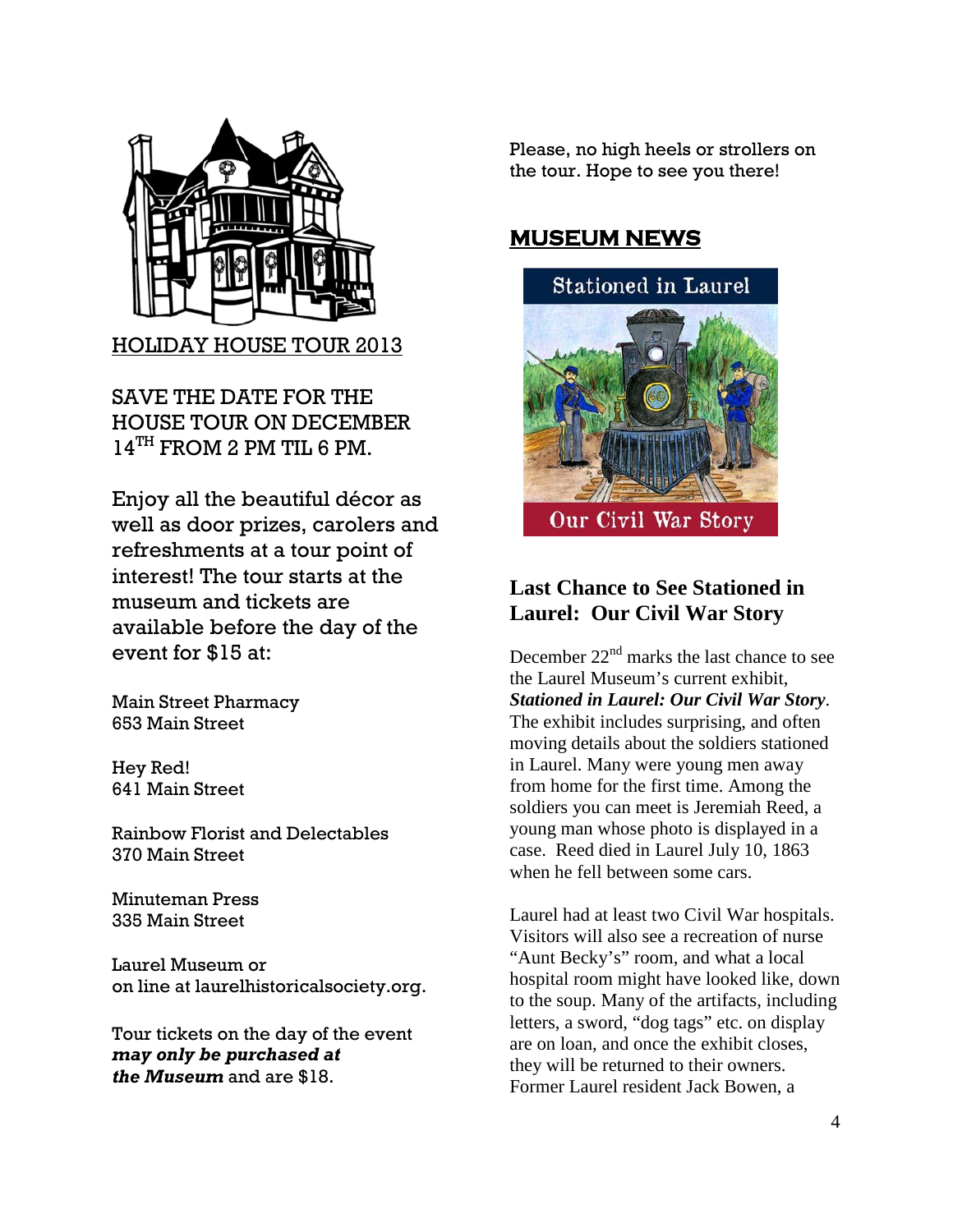## HOLIDAY HOUSE TOUR 2013

SAVE THE DATE FOR THE HOUSE TOUR ON DECEMBER 14TH FROM 2 PM TIL 6 PM.

Enjoy all the beautiful décor as well as door prizes, carolers and refreshments at a tour point of interest! The tour starts at the museum and tickets are available before the day of the event for $15 at:

Main Street Pharmacy
653 Main Street

Hey Red!
641 Main Street

Rainbow Florist and Delectables
370 Main Street

Minuteman Press
335 Main Street

Laurel Museum or
on line at laurelhistoricalsociety.org.

Tour tickets on the day of the event ***may only be purchased at the Museum*** and are $18.

Please, no high heels or strollers on the tour. Hope to see you there!

## MUSEUM NEWS

Stationed in Laurel

Our Civil War Story

### Last Chance to See Stationed in Laurel: Our Civil War Story

December 22nd marks the last chance to see the Laurel Museum's current exhibit, ***Stationed in Laurel: Our Civil War Story***. The exhibit includes surprising, and often moving details about the soldiers stationed in Laurel. Many were young men away from home for the first time. Among the soldiers you can meet is Jeremiah Reed, a young man whose photo is displayed in a case. Reed died in Laurel July 10, 1863 when he fell between some cars.

Laurel had at least two Civil War hospitals. Visitors will also see a recreation of nurse "Aunt Becky's" room, and what a local hospital room might have looked like, down to the soup. Many of the artifacts, including letters, a sword, "dog tags" etc. on display are on loan, and once the exhibit closes, they will be returned to their owners. Former Laurel resident Jack Bowen, a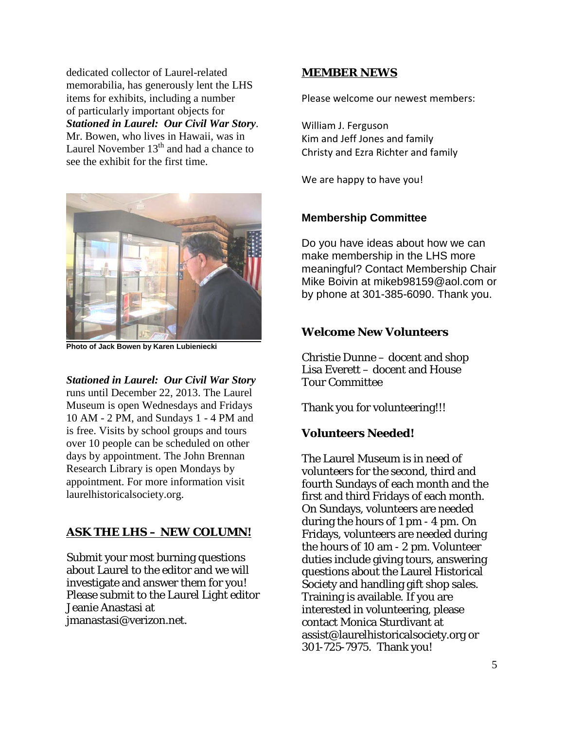dedicated collector of Laurel-related memorabilia, has generously lent the LHS items for exhibits, including a number of particularly important objects for ***Stationed in Laurel: Our Civil War Story***. Mr. Bowen, who lives in Hawaii, was in Laurel November 13th and had a chance to see the exhibit for the first time.

**Photo of Jack Bowen by Karen Lubieniecki**

***Stationed in Laurel: Our Civil War Story*** runs until December 22, 2013. The Laurel Museum is open Wednesdays and Fridays 10 AM - 2 PM, and Sundays 1 - 4 PM and is free. Visits by school groups and tours over 10 people can be scheduled on other days by appointment. The John Brennan Research Library is open Mondays by appointment. For more information visit laurelhistoricalsociety.org.

## ASK THE LHS – NEW COLUMN!

Submit your most burning questions about Laurel to the editor and we will investigate and answer them for you! Please submit to the Laurel Light editor Jeanie Anastasi at jmanastasi@verizon.net.

## MEMBER NEWS

Please welcome our newest members:

William J. Ferguson
Kim and Jeff Jones and family
Christy and Ezra Richter and family

We are happy to have you!

### Membership Committee

Do you have ideas about how we can make membership in the LHS more meaningful? Contact Membership Chair Mike Boivin at mikeb98159@aol.com or by phone at 301-385-6090. Thank you.

### Welcome New Volunteers

Christie Dunne – docent and shop
Lisa Everett – docent and House Tour Committee

Thank you for volunteering!!!

### Volunteers Needed!

The Laurel Museum is in need of volunteers for the second, third and fourth Sundays of each month and the first and third Fridays of each month. On Sundays, volunteers are needed during the hours of 1 pm - 4 pm. On Fridays, volunteers are needed during the hours of 10 am - 2 pm. Volunteer duties include giving tours, answering questions about the Laurel Historical Society and handling gift shop sales. Training is available. If you are interested in volunteering, please contact Monica Sturdivant at assist@laurelhistoricalsociety.org or 301-725-7975. Thank you!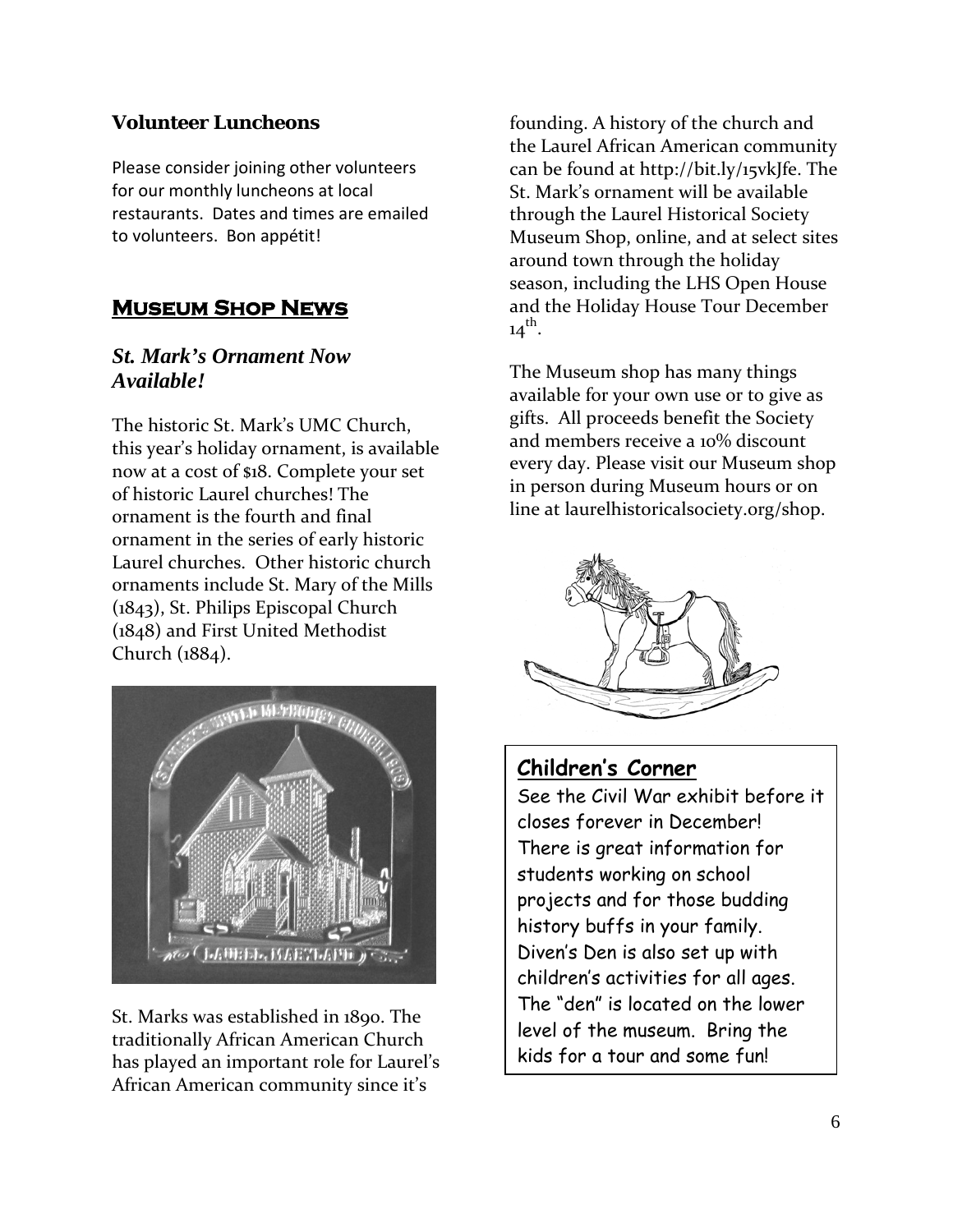### Volunteer Luncheons

Please consider joining other volunteers for our monthly luncheons at local restaurants. Dates and times are emailed to volunteers. Bon appétit!

## Museum Shop News

### *St. Mark's Ornament Now Available!*

The historic St. Mark's UMC Church, this year's holiday ornament, is available now at a cost of $18. Complete your set of historic Laurel churches! The ornament is the fourth and final ornament in the series of early historic Laurel churches. Other historic church ornaments include St. Mary of the Mills (1843), St. Philips Episcopal Church (1848) and First United Methodist Church (1884).

St. Marks was established in 1890. The traditionally African American Church has played an important role for Laurel's African American community since it's founding. A history of the church and the Laurel African American community can be found at http://bit.ly/15vkJfe. The St. Mark's ornament will be available through the Laurel Historical Society Museum Shop, online, and at select sites around town through the holiday season, including the LHS Open House and the Holiday House Tour December 14th.

The Museum shop has many things available for your own use or to give as gifts. All proceeds benefit the Society and members receive a 10% discount every day. Please visit our Museum shop in person during Museum hours or on line at laurelhistoricalsociety.org/shop.

### Children's Corner

See the Civil War exhibit before it closes forever in December! There is great information for students working on school projects and for those budding history buffs in your family. Diven's Den is also set up with children's activities for all ages. The "den" is located on the lower level of the museum. Bring the kids for a tour and some fun!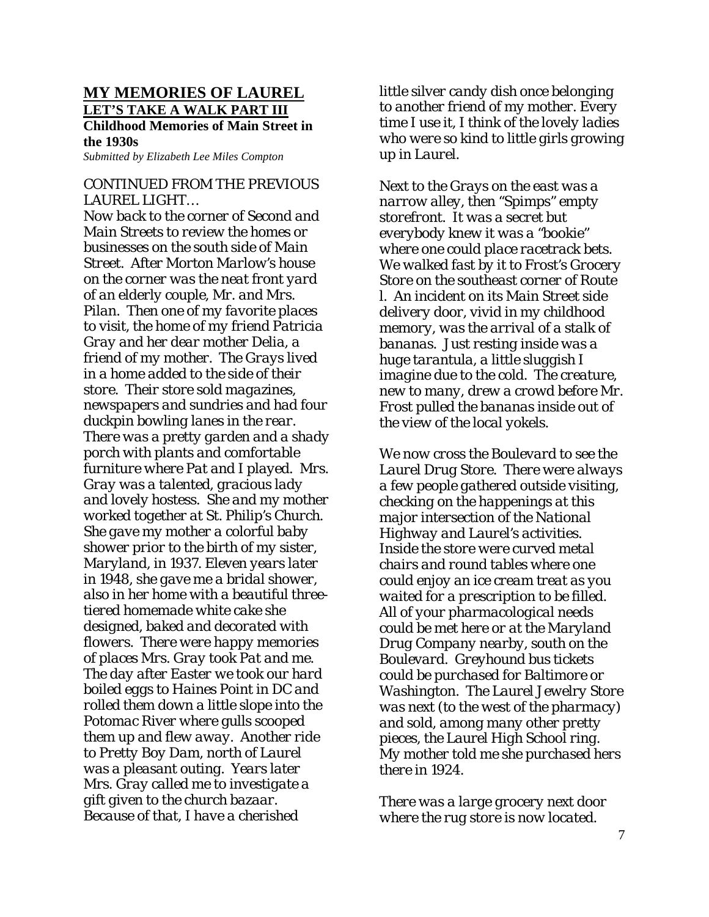## MY MEMORIES OF LAUREL

### LET'S TAKE A WALK PART III

**Childhood Memories of Main Street in the 1930s**

*Submitted by Elizabeth Lee Miles Compton*

CONTINUED FROM THE PREVIOUS LAUREL LIGHT…

*Now back to the corner of Second and Main Streets to review the homes or businesses on the south side of Main Street. After Morton Marlow's house on the corner was the neat front yard of an elderly couple, Mr. and Mrs. Pilan. Then one of my favorite places to visit, the home of my friend Patricia Gray and her dear mother Delia, a friend of my mother. The Grays lived in a home added to the side of their store. Their store sold magazines, newspapers and sundries and had four duckpin bowling lanes in the rear. There was a pretty garden and a shady porch with plants and comfortable furniture where Pat and I played. Mrs. Gray was a talented, gracious lady and lovely hostess. She and my mother worked together at St. Philip's Church. She gave my mother a colorful baby shower prior to the birth of my sister, Maryland, in 1937. Eleven years later in 1948, she gave me a bridal shower, also in her home with a beautiful three-tiered homemade white cake she designed, baked and decorated with flowers. There were happy memories of places Mrs. Gray took Pat and me. The day after Easter we took our hard boiled eggs to Haines Point in DC and rolled them down a little slope into the Potomac River where gulls scooped them up and flew away. Another ride to Pretty Boy Dam, north of Laurel was a pleasant outing. Years later Mrs. Gray called me to investigate a gift given to the church bazaar. Because of that, I have a cherished little silver candy dish once belonging to another friend of my mother. Every time I use it, I think of the lovely ladies who were so kind to little girls growing up in Laurel.*

*Next to the Grays on the east was a narrow alley, then "Spimps" empty storefront. It was a secret but everybody knew it was a "bookie" where one could place racetrack bets. We walked fast by it to Frost's Grocery Store on the southeast corner of Route l. An incident on its Main Street side delivery door, vivid in my childhood memory, was the arrival of a stalk of bananas. Just resting inside was a huge tarantula, a little sluggish I imagine due to the cold. The creature, new to many, drew a crowd before Mr. Frost pulled the bananas inside out of the view of the local yokels.*

*We now cross the Boulevard to see the Laurel Drug Store. There were always a few people gathered outside visiting, checking on the happenings at this major intersection of the National Highway and Laurel's activities. Inside the store were curved metal chairs and round tables where one could enjoy an ice cream treat as you waited for a prescription to be filled. All of your pharmacological needs could be met here or at the Maryland Drug Company nearby, south on the Boulevard. Greyhound bus tickets could be purchased for Baltimore or Washington. The Laurel Jewelry Store was next (to the west of the pharmacy) and sold, among many other pretty pieces, the Laurel High School ring. My mother told me she purchased hers there in 1924.*

*There was a large grocery next door where the rug store is now located.*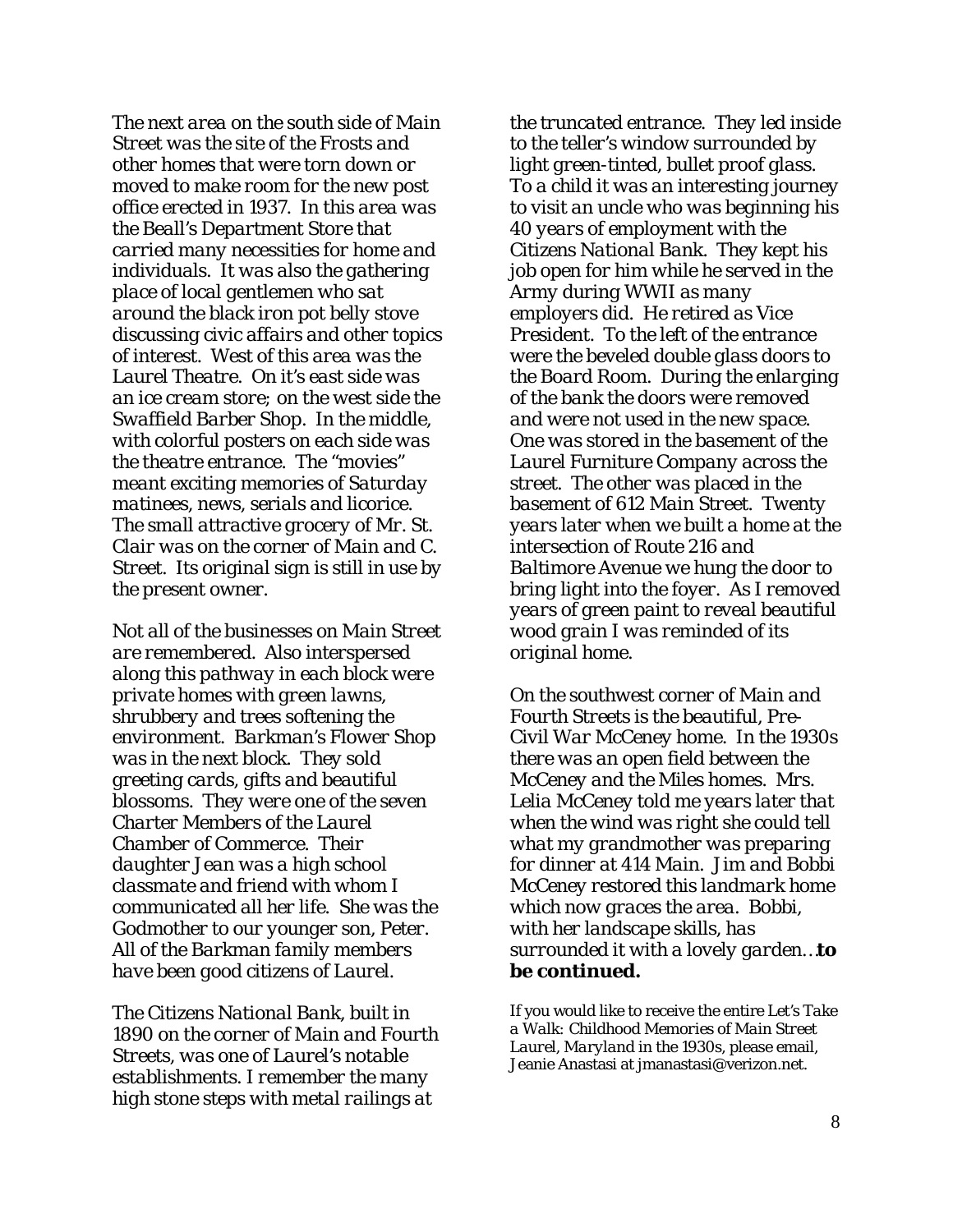*The next area on the south side of Main Street was the site of the Frosts and other homes that were torn down or moved to make room for the new post office erected in 1937. In this area was the Beall's Department Store that carried many necessities for home and individuals. It was also the gathering place of local gentlemen who sat around the black iron pot belly stove discussing civic affairs and other topics of interest. West of this area was the Laurel Theatre. On it's east side was an ice cream store; on the west side the Swaffield Barber Shop. In the middle, with colorful posters on each side was the theatre entrance. The "movies" meant exciting memories of Saturday matinees, news, serials and licorice. The small attractive grocery of Mr. St. Clair was on the corner of Main and C. Street. Its original sign is still in use by the present owner.*

*Not all of the businesses on Main Street are remembered. Also interspersed along this pathway in each block were private homes with green lawns, shrubbery and trees softening the environment. Barkman's Flower Shop was in the next block. They sold greeting cards, gifts and beautiful blossoms. They were one of the seven Charter Members of the Laurel Chamber of Commerce. Their daughter Jean was a high school classmate and friend with whom I communicated all her life. She was the Godmother to our younger son, Peter. All of the Barkman family members have been good citizens of Laurel.*

*The Citizens National Bank, built in 1890 on the corner of Main and Fourth Streets, was one of Laurel's notable establishments. I remember the many high stone steps with metal railings at the truncated entrance. They led inside to the teller's window surrounded by light green-tinted, bullet proof glass. To a child it was an interesting journey to visit an uncle who was beginning his 40 years of employment with the Citizens National Bank. They kept his job open for him while he served in the Army during WWII as many employers did. He retired as Vice President. To the left of the entrance were the beveled double glass doors to the Board Room. During the enlarging of the bank the doors were removed and were not used in the new space. One was stored in the basement of the Laurel Furniture Company across the street. The other was placed in the basement of 612 Main Street. Twenty years later when we built a home at the intersection of Route 216 and Baltimore Avenue we hung the door to bring light into the foyer. As I removed years of green paint to reveal beautiful wood grain I was reminded of its original home.*

*On the southwest corner of Main and Fourth Streets is the beautiful, Pre-Civil War McCeney home. In the 1930s there was an open field between the McCeney and the Miles homes. Mrs. Lelia McCeney told me years later that when the wind was right she could tell what my grandmother was preparing for dinner at 414 Main. Jim and Bobbi McCeney restored this landmark home which now graces the area. Bobbi, with her landscape skills, has surrounded it with a lovely garden…* ***to be continued.***

If you would like to receive the entire Let's Take a Walk: Childhood Memories of Main Street Laurel, Maryland in the 1930s, please email, Jeanie Anastasi at jmanastasi@verizon.net.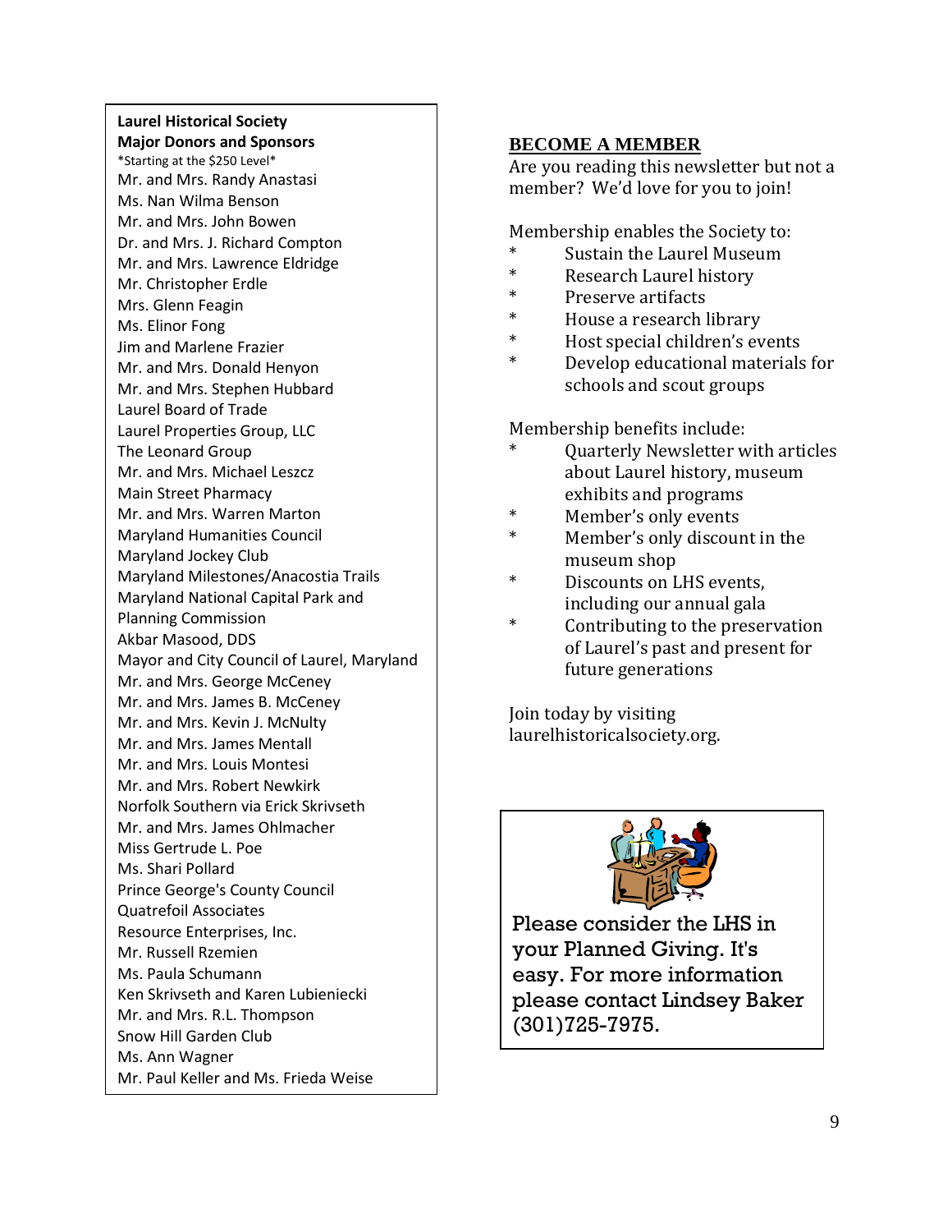**Laurel Historical Society**
**Major Donors and Sponsors**
*Starting at the $250 Level*

Mr. and Mrs. Randy Anastasi
Ms. Nan Wilma Benson
Mr. and Mrs. John Bowen
Dr. and Mrs. J. Richard Compton
Mr. and Mrs. Lawrence Eldridge
Mr. Christopher Erdle
Mrs. Glenn Feagin
Ms. Elinor Fong
Jim and Marlene Frazier
Mr. and Mrs. Donald Henyon
Mr. and Mrs. Stephen Hubbard
Laurel Board of Trade
Laurel Properties Group, LLC
The Leonard Group
Mr. and Mrs. Michael Leszcz
Main Street Pharmacy
Mr. and Mrs. Warren Marton
Maryland Humanities Council
Maryland Jockey Club
Maryland Milestones/Anacostia Trails
Maryland National Capital Park and Planning Commission
Akbar Masood, DDS
Mayor and City Council of Laurel, Maryland
Mr. and Mrs. George McCeney
Mr. and Mrs. James B. McCeney
Mr. and Mrs. Kevin J. McNulty
Mr. and Mrs. James Mentall
Mr. and Mrs. Louis Montesi
Mr. and Mrs. Robert Newkirk
Norfolk Southern via Erick Skrivseth
Mr. and Mrs. James Ohlmacher
Miss Gertrude L. Poe
Ms. Shari Pollard
Prince George's County Council
Quatrefoil Associates
Resource Enterprises, Inc.
Mr. Russell Rzemien
Ms. Paula Schumann
Ken Skrivseth and Karen Lubieniecki
Mr. and Mrs. R.L. Thompson
Snow Hill Garden Club
Ms. Ann Wagner
Mr. Paul Keller and Ms. Frieda Weise

## BECOME A MEMBER

Are you reading this newsletter but not a member? We'd love for you to join!

Membership enables the Society to:

* Sustain the Laurel Museum
* Research Laurel history
* Preserve artifacts
* House a research library
* Host special children's events
* Develop educational materials for schools and scout groups

Membership benefits include:

* Quarterly Newsletter with articles about Laurel history, museum exhibits and programs
* Member's only events
* Member's only discount in the museum shop
* Discounts on LHS events, including our annual gala
* Contributing to the preservation of Laurel's past and present for future generations

Join today by visiting laurelhistoricalsociety.org.

Please consider the LHS in your Planned Giving. It's easy. For more information please contact Lindsey Baker (301)725-7975.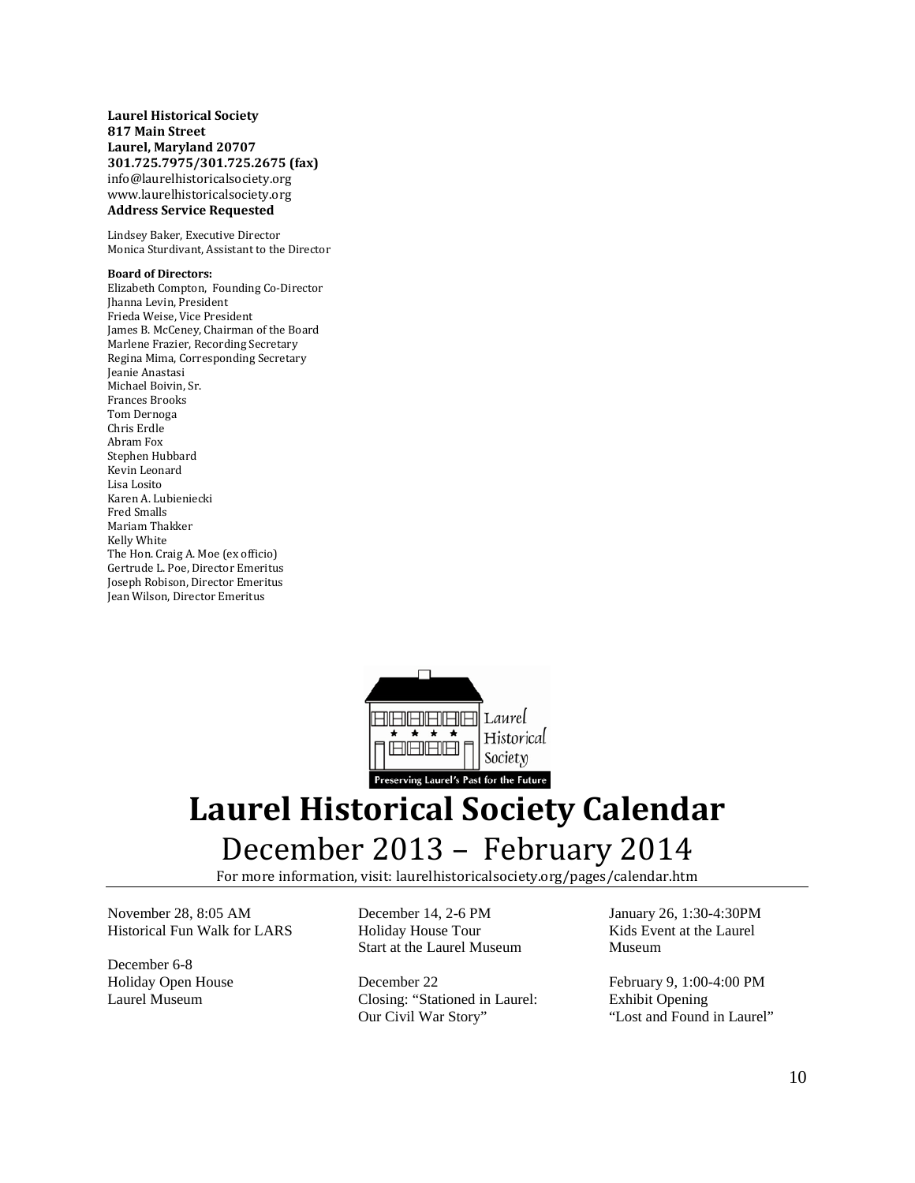**Laurel Historical Society**
**817 Main Street**
**Laurel, Maryland 20707**
**301.725.7975/301.725.2675 (fax)**
info@laurelhistoricalsociety.org
www.laurelhistoricalsociety.org
**Address Service Requested**

Lindsey Baker, Executive Director
Monica Sturdivant, Assistant to the Director

**Board of Directors:**
Elizabeth Compton, Founding Co-Director
Jhanna Levin, President
Frieda Weise, Vice President
James B. McCeney, Chairman of the Board
Marlene Frazier, Recording Secretary
Regina Mima, Corresponding Secretary
Jeanie Anastasi
Michael Boivin, Sr.
Frances Brooks
Tom Dernoga
Chris Erdle
Abram Fox
Stephen Hubbard
Kevin Leonard
Lisa Losito
Karen A. Lubieniecki
Fred Smalls
Mariam Thakker
Kelly White
The Hon. Craig A. Moe (ex officio)
Gertrude L. Poe, Director Emeritus
Joseph Robison, Director Emeritus
Jean Wilson, Director Emeritus

Laurel Historical Society
Preserving Laurel's Past for the Future

# Laurel Historical Society Calendar

## December 2013 – February 2014

For more information, visit: laurelhistoricalsociety.org/pages/calendar.htm

November 28, 8:05 AM
Historical Fun Walk for LARS

December 6-8
Holiday Open House
Laurel Museum

December 14, 2-6 PM
Holiday House Tour
Start at the Laurel Museum

December 22
Closing: "Stationed in Laurel: Our Civil War Story"

January 26, 1:30-4:30PM
Kids Event at the Laurel Museum

February 9, 1:00-4:00 PM
Exhibit Opening
"Lost and Found in Laurel"